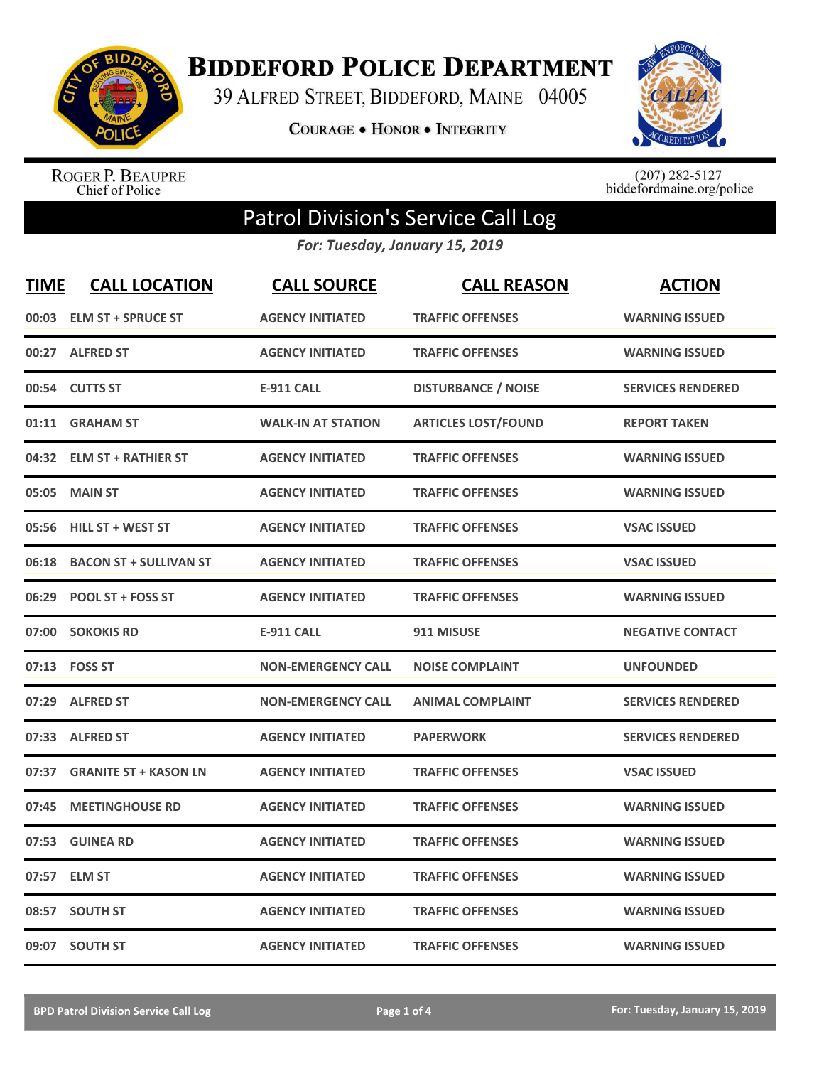# Biddeford Police Department

39 Alfred Street, Biddeford, Maine 04005

Courage • Honor • Integrity

Roger P. Beaupre
Chief of Police

(207) 282-5127
biddefordmaine.org/police

## Patrol Division's Service Call Log

*For: Tuesday, January 15, 2019*

| TIME | CALL LOCATION | CALL SOURCE | CALL REASON | ACTION |
|---|---|---|---|---|
| 00:03 | ELM ST + SPRUCE ST | AGENCY INITIATED | TRAFFIC OFFENSES | WARNING ISSUED |
| 00:27 | ALFRED ST | AGENCY INITIATED | TRAFFIC OFFENSES | WARNING ISSUED |
| 00:54 | CUTTS ST | E-911 CALL | DISTURBANCE / NOISE | SERVICES RENDERED |
| 01:11 | GRAHAM ST | WALK-IN AT STATION | ARTICLES LOST/FOUND | REPORT TAKEN |
| 04:32 | ELM ST + RATHIER ST | AGENCY INITIATED | TRAFFIC OFFENSES | WARNING ISSUED |
| 05:05 | MAIN ST | AGENCY INITIATED | TRAFFIC OFFENSES | WARNING ISSUED |
| 05:56 | HILL ST + WEST ST | AGENCY INITIATED | TRAFFIC OFFENSES | VSAC ISSUED |
| 06:18 | BACON ST + SULLIVAN ST | AGENCY INITIATED | TRAFFIC OFFENSES | VSAC ISSUED |
| 06:29 | POOL ST + FOSS ST | AGENCY INITIATED | TRAFFIC OFFENSES | WARNING ISSUED |
| 07:00 | SOKOKIS RD | E-911 CALL | 911 MISUSE | NEGATIVE CONTACT |
| 07:13 | FOSS ST | NON-EMERGENCY CALL | NOISE COMPLAINT | UNFOUNDED |
| 07:29 | ALFRED ST | NON-EMERGENCY CALL | ANIMAL COMPLAINT | SERVICES RENDERED |
| 07:33 | ALFRED ST | AGENCY INITIATED | PAPERWORK | SERVICES RENDERED |
| 07:37 | GRANITE ST + KASON LN | AGENCY INITIATED | TRAFFIC OFFENSES | VSAC ISSUED |
| 07:45 | MEETINGHOUSE RD | AGENCY INITIATED | TRAFFIC OFFENSES | WARNING ISSUED |
| 07:53 | GUINEA RD | AGENCY INITIATED | TRAFFIC OFFENSES | WARNING ISSUED |
| 07:57 | ELM ST | AGENCY INITIATED | TRAFFIC OFFENSES | WARNING ISSUED |
| 08:57 | SOUTH ST | AGENCY INITIATED | TRAFFIC OFFENSES | WARNING ISSUED |
| 09:07 | SOUTH ST | AGENCY INITIATED | TRAFFIC OFFENSES | WARNING ISSUED |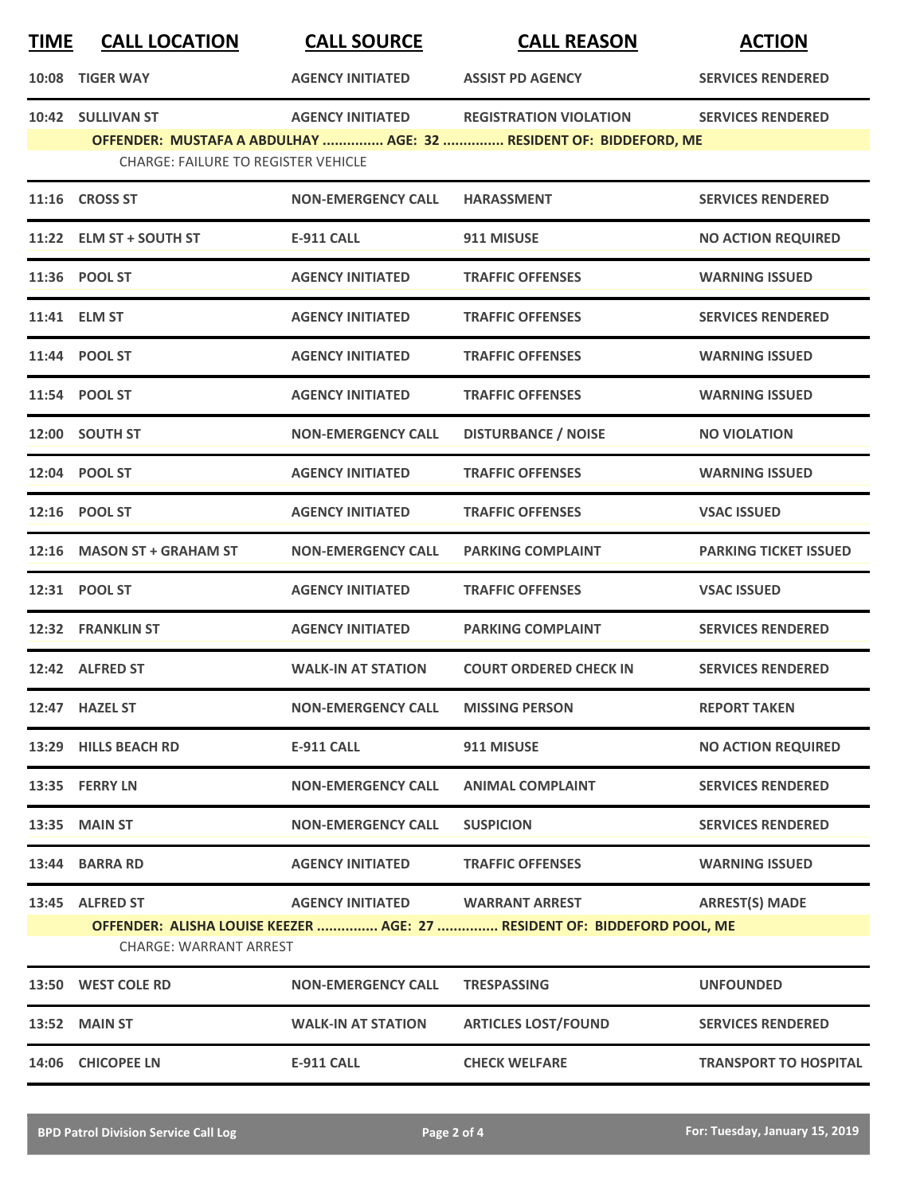| TIME | CALL LOCATION | CALL SOURCE | CALL REASON | ACTION |
|---|---|---|---|---|
| 10:08 | TIGER WAY | AGENCY INITIATED | ASSIST PD AGENCY | SERVICES RENDERED |
| 10:42 | SULLIVAN ST | AGENCY INITIATED | REGISTRATION VIOLATION | SERVICES RENDERED |
| | OFFENDER: MUSTAFA A ABDULHAY ............... AGE: 32 ............... RESIDENT OF: BIDDEFORD, ME | | | |
| | CHARGE: FAILURE TO REGISTER VEHICLE | | | |
| 11:16 | CROSS ST | NON-EMERGENCY CALL | HARASSMENT | SERVICES RENDERED |
| 11:22 | ELM ST + SOUTH ST | E-911 CALL | 911 MISUSE | NO ACTION REQUIRED |
| 11:36 | POOL ST | AGENCY INITIATED | TRAFFIC OFFENSES | WARNING ISSUED |
| 11:41 | ELM ST | AGENCY INITIATED | TRAFFIC OFFENSES | SERVICES RENDERED |
| 11:44 | POOL ST | AGENCY INITIATED | TRAFFIC OFFENSES | WARNING ISSUED |
| 11:54 | POOL ST | AGENCY INITIATED | TRAFFIC OFFENSES | WARNING ISSUED |
| 12:00 | SOUTH ST | NON-EMERGENCY CALL | DISTURBANCE / NOISE | NO VIOLATION |
| 12:04 | POOL ST | AGENCY INITIATED | TRAFFIC OFFENSES | WARNING ISSUED |
| 12:16 | POOL ST | AGENCY INITIATED | TRAFFIC OFFENSES | VSAC ISSUED |
| 12:16 | MASON ST + GRAHAM ST | NON-EMERGENCY CALL | PARKING COMPLAINT | PARKING TICKET ISSUED |
| 12:31 | POOL ST | AGENCY INITIATED | TRAFFIC OFFENSES | VSAC ISSUED |
| 12:32 | FRANKLIN ST | AGENCY INITIATED | PARKING COMPLAINT | SERVICES RENDERED |
| 12:42 | ALFRED ST | WALK-IN AT STATION | COURT ORDERED CHECK IN | SERVICES RENDERED |
| 12:47 | HAZEL ST | NON-EMERGENCY CALL | MISSING PERSON | REPORT TAKEN |
| 13:29 | HILLS BEACH RD | E-911 CALL | 911 MISUSE | NO ACTION REQUIRED |
| 13:35 | FERRY LN | NON-EMERGENCY CALL | ANIMAL COMPLAINT | SERVICES RENDERED |
| 13:35 | MAIN ST | NON-EMERGENCY CALL | SUSPICION | SERVICES RENDERED |
| 13:44 | BARRA RD | AGENCY INITIATED | TRAFFIC OFFENSES | WARNING ISSUED |
| 13:45 | ALFRED ST | AGENCY INITIATED | WARRANT ARREST | ARREST(S) MADE |
| | OFFENDER: ALISHA LOUISE KEEZER ............... AGE: 27 ............... RESIDENT OF: BIDDEFORD POOL, ME | | | |
| | CHARGE: WARRANT ARREST | | | |
| 13:50 | WEST COLE RD | NON-EMERGENCY CALL | TRESPASSING | UNFOUNDED |
| 13:52 | MAIN ST | WALK-IN AT STATION | ARTICLES LOST/FOUND | SERVICES RENDERED |
| 14:06 | CHICOPEE LN | E-911 CALL | CHECK WELFARE | TRANSPORT TO HOSPITAL |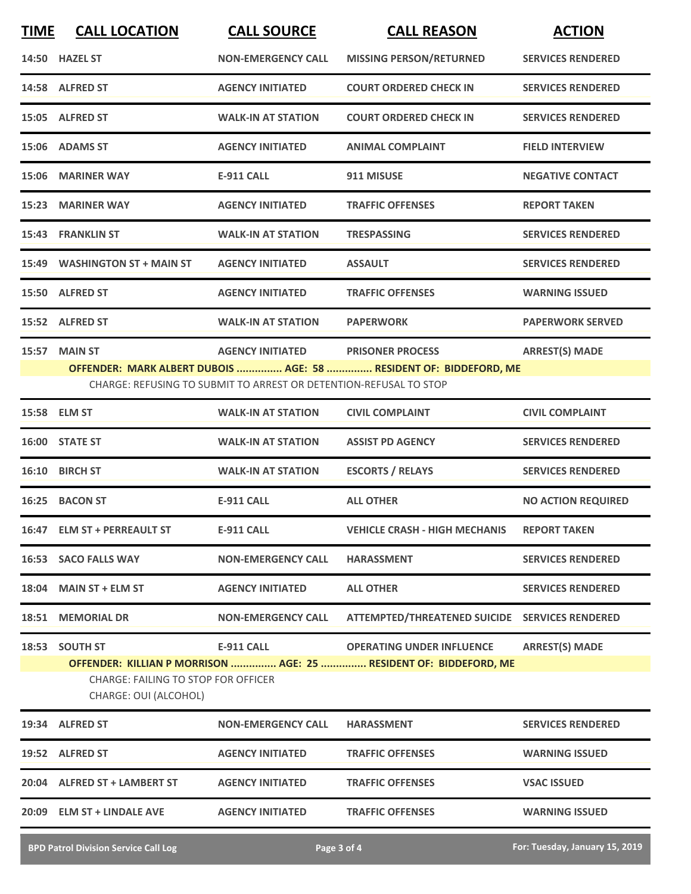| TIME | CALL LOCATION | CALL SOURCE | CALL REASON | ACTION |
|---|---|---|---|---|
| 14:50 | HAZEL ST | NON-EMERGENCY CALL | MISSING PERSON/RETURNED | SERVICES RENDERED |
| 14:58 | ALFRED ST | AGENCY INITIATED | COURT ORDERED CHECK IN | SERVICES RENDERED |
| 15:05 | ALFRED ST | WALK-IN AT STATION | COURT ORDERED CHECK IN | SERVICES RENDERED |
| 15:06 | ADAMS ST | AGENCY INITIATED | ANIMAL COMPLAINT | FIELD INTERVIEW |
| 15:06 | MARINER WAY | E-911 CALL | 911 MISUSE | NEGATIVE CONTACT |
| 15:23 | MARINER WAY | AGENCY INITIATED | TRAFFIC OFFENSES | REPORT TAKEN |
| 15:43 | FRANKLIN ST | WALK-IN AT STATION | TRESPASSING | SERVICES RENDERED |
| 15:49 | WASHINGTON ST + MAIN ST | AGENCY INITIATED | ASSAULT | SERVICES RENDERED |
| 15:50 | ALFRED ST | AGENCY INITIATED | TRAFFIC OFFENSES | WARNING ISSUED |
| 15:52 | ALFRED ST | WALK-IN AT STATION | PAPERWORK | PAPERWORK SERVED |
| 15:57 | MAIN ST | AGENCY INITIATED | PRISONER PROCESS | ARREST(S) MADE |

**OFFENDER: MARK ALBERT DUBOIS ............... AGE: 58 ............... RESIDENT OF: BIDDEFORD, ME**

CHARGE: REFUSING TO SUBMIT TO ARREST OR DETENTION-REFUSAL TO STOP

| TIME | CALL LOCATION | CALL SOURCE | CALL REASON | ACTION |
|---|---|---|---|---|
| 15:58 | ELM ST | WALK-IN AT STATION | CIVIL COMPLAINT | CIVIL COMPLAINT |
| 16:00 | STATE ST | WALK-IN AT STATION | ASSIST PD AGENCY | SERVICES RENDERED |
| 16:10 | BIRCH ST | WALK-IN AT STATION | ESCORTS / RELAYS | SERVICES RENDERED |
| 16:25 | BACON ST | E-911 CALL | ALL OTHER | NO ACTION REQUIRED |
| 16:47 | ELM ST + PERREAULT ST | E-911 CALL | VEHICLE CRASH - HIGH MECHANIS | REPORT TAKEN |
| 16:53 | SACO FALLS WAY | NON-EMERGENCY CALL | HARASSMENT | SERVICES RENDERED |
| 18:04 | MAIN ST + ELM ST | AGENCY INITIATED | ALL OTHER | SERVICES RENDERED |
| 18:51 | MEMORIAL DR | NON-EMERGENCY CALL | ATTEMPTED/THREATENED SUICIDE | SERVICES RENDERED |
| 18:53 | SOUTH ST | E-911 CALL | OPERATING UNDER INFLUENCE | ARREST(S) MADE |

**OFFENDER: KILLIAN P MORRISON ............... AGE: 25 ............... RESIDENT OF: BIDDEFORD, ME**

CHARGE: FAILING TO STOP FOR OFFICER
CHARGE: OUI (ALCOHOL)

| TIME | CALL LOCATION | CALL SOURCE | CALL REASON | ACTION |
|---|---|---|---|---|
| 19:34 | ALFRED ST | NON-EMERGENCY CALL | HARASSMENT | SERVICES RENDERED |
| 19:52 | ALFRED ST | AGENCY INITIATED | TRAFFIC OFFENSES | WARNING ISSUED |
| 20:04 | ALFRED ST + LAMBERT ST | AGENCY INITIATED | TRAFFIC OFFENSES | VSAC ISSUED |
| 20:09 | ELM ST + LINDALE AVE | AGENCY INITIATED | TRAFFIC OFFENSES | WARNING ISSUED |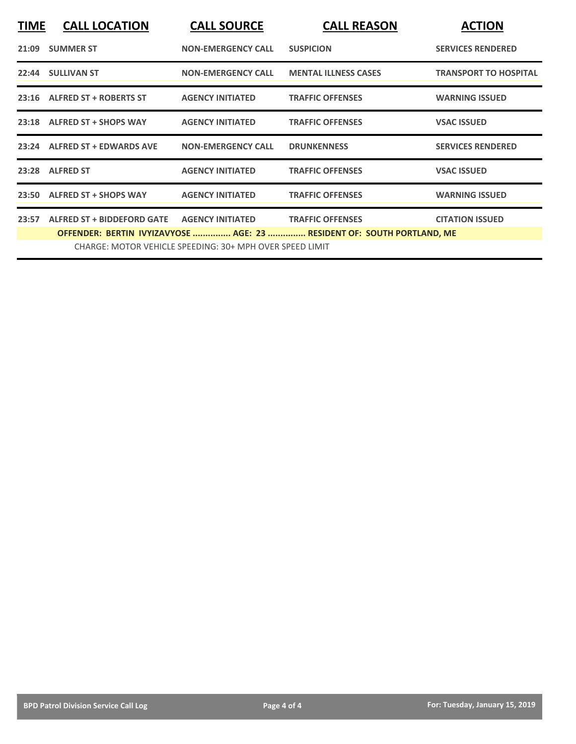| TIME | CALL LOCATION | CALL SOURCE | CALL REASON | ACTION |
|---|---|---|---|---|
| 21:09 | SUMMER ST | NON-EMERGENCY CALL | SUSPICION | SERVICES RENDERED |
| 22:44 | SULLIVAN ST | NON-EMERGENCY CALL | MENTAL ILLNESS CASES | TRANSPORT TO HOSPITAL |
| 23:16 | ALFRED ST + ROBERTS ST | AGENCY INITIATED | TRAFFIC OFFENSES | WARNING ISSUED |
| 23:18 | ALFRED ST + SHOPS WAY | AGENCY INITIATED | TRAFFIC OFFENSES | VSAC ISSUED |
| 23:24 | ALFRED ST + EDWARDS AVE | NON-EMERGENCY CALL | DRUNKENNESS | SERVICES RENDERED |
| 23:28 | ALFRED ST | AGENCY INITIATED | TRAFFIC OFFENSES | VSAC ISSUED |
| 23:50 | ALFRED ST + SHOPS WAY | AGENCY INITIATED | TRAFFIC OFFENSES | WARNING ISSUED |
| 23:57 | ALFRED ST + BIDDEFORD GATE | AGENCY INITIATED | TRAFFIC OFFENSES | CITATION ISSUED |

**OFFENDER: BERTIN IVYIZAVYOSE ............... AGE: 23 ............... RESIDENT OF: SOUTH PORTLAND, ME**

CHARGE: MOTOR VEHICLE SPEEDING: 30+ MPH OVER SPEED LIMIT